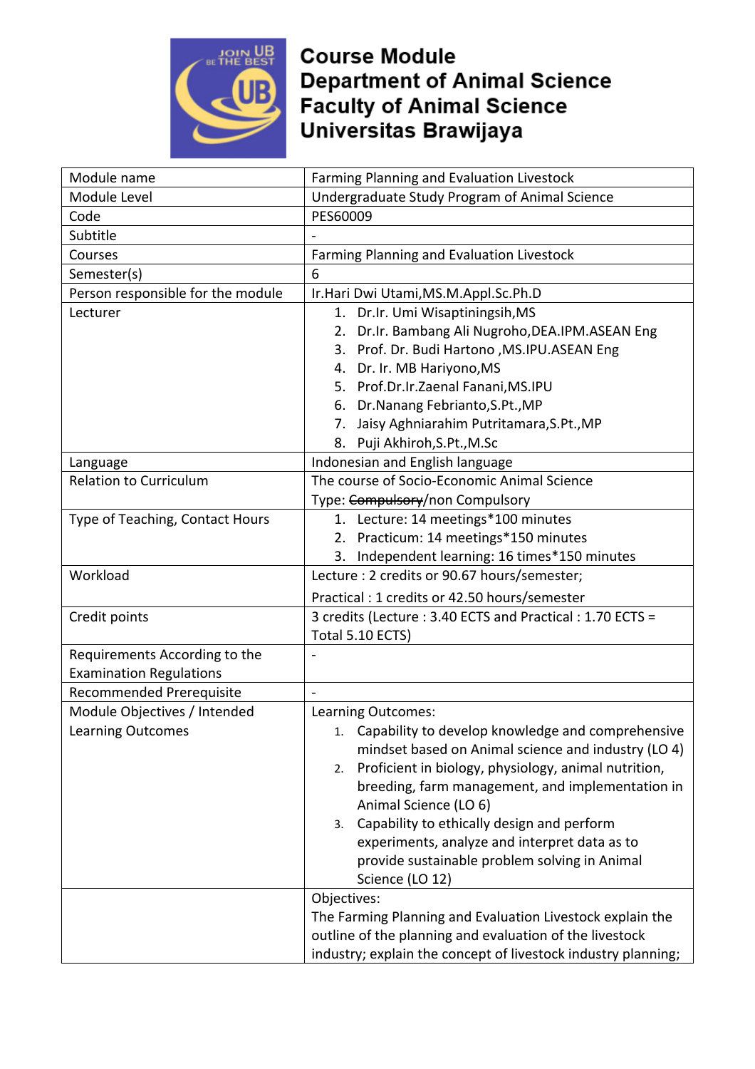# Course Module
# Department of Animal Science
# Faculty of Animal Science
# Universitas Brawijaya

| | |
|---|---|
| Module name | Farming Planning and Evaluation Livestock |
| Module Level | Undergraduate Study Program of Animal Science |
| Code | PES60009 |
| Subtitle | - |
| Courses | Farming Planning and Evaluation Livestock |
| Semester(s) | 6 |
| Person responsible for the module | Ir.Hari Dwi Utami,MS.M.Appl.Sc.Ph.D |
| Lecturer | 1. Dr.Ir. Umi Wisaptiningsih,MS<br>2. Dr.Ir. Bambang Ali Nugroho,DEA.IPM.ASEAN Eng<br>3. Prof. Dr. Budi Hartono ,MS.IPU.ASEAN Eng<br>4. Dr. Ir. MB Hariyono,MS<br>5. Prof.Dr.Ir.Zaenal Fanani,MS.IPU<br>6. Dr.Nanang Febrianto,S.Pt.,MP<br>7. Jaisy Aghniarahim Putritamara,S.Pt.,MP<br>8. Puji Akhiroh,S.Pt.,M.Sc |
| Language | Indonesian and English language |
| Relation to Curriculum | The course of Socio-Economic Animal Science<br>Type: ~~Compulsory~~/non Compulsory |
| Type of Teaching, Contact Hours | 1. Lecture: 14 meetings*100 minutes<br>2. Practicum: 14 meetings*150 minutes<br>3. Independent learning: 16 times*150 minutes |
| Workload | Lecture : 2 credits or 90.67 hours/semester;<br>Practical : 1 credits or 42.50 hours/semester |
| Credit points | 3 credits (Lecture : 3.40 ECTS and Practical : 1.70 ECTS = Total 5.10 ECTS) |
| Requirements According to the Examination Regulations | - |
| Recommended Prerequisite | - |
| Module Objectives / Intended Learning Outcomes | Learning Outcomes:<br>1. Capability to develop knowledge and comprehensive mindset based on Animal science and industry (LO 4)<br>2. Proficient in biology, physiology, animal nutrition, breeding, farm management, and implementation in Animal Science (LO 6)<br>3. Capability to ethically design and perform experiments, analyze and interpret data as to provide sustainable problem solving in Animal Science (LO 12) |
| | Objectives:<br>The Farming Planning and Evaluation Livestock explain the outline of the planning and evaluation of the livestock industry; explain the concept of livestock industry planning; |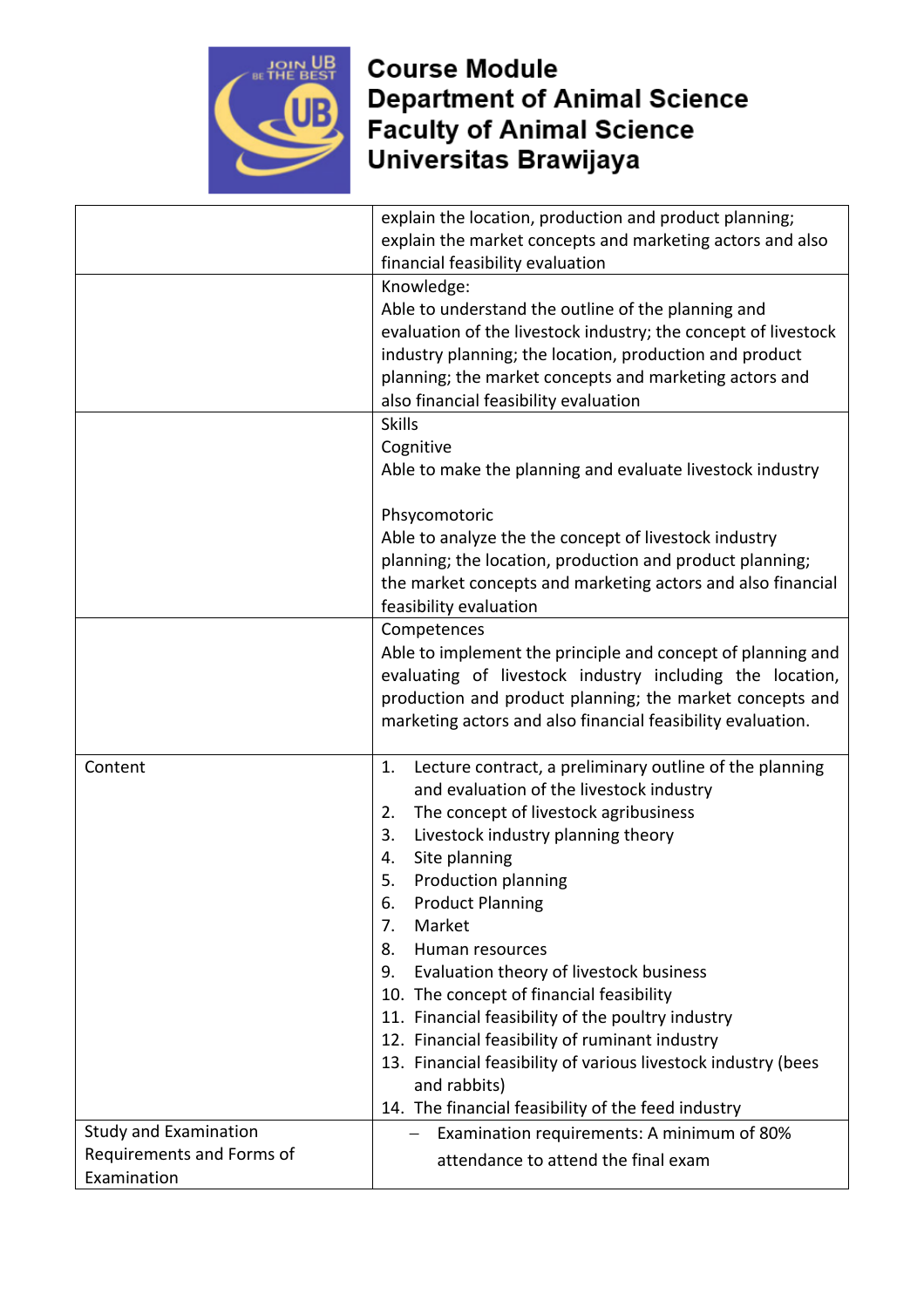| | |
|---|---|
| | explain the location, production and product planning; explain the market concepts and marketing actors and also financial feasibility evaluation |
| | Knowledge:<br>Able to understand the outline of the planning and evaluation of the livestock industry; the concept of livestock industry planning; the location, production and product planning; the market concepts and marketing actors and also financial feasibility evaluation |
| | Skills<br>Cognitive<br>Able to make the planning and evaluate livestock industry<br><br>Phsycomotoric<br>Able to analyze the the concept of livestock industry planning; the location, production and product planning; the market concepts and marketing actors and also financial feasibility evaluation |
| | Competences<br>Able to implement the principle and concept of planning and evaluating of livestock industry including the location, production and product planning; the market concepts and marketing actors and also financial feasibility evaluation. |
| Content | 1. Lecture contract, a preliminary outline of the planning and evaluation of the livestock industry<br>2. The concept of livestock agribusiness<br>3. Livestock industry planning theory<br>4. Site planning<br>5. Production planning<br>6. Product Planning<br>7. Market<br>8. Human resources<br>9. Evaluation theory of livestock business<br>10. The concept of financial feasibility<br>11. Financial feasibility of the poultry industry<br>12. Financial feasibility of ruminant industry<br>13. Financial feasibility of various livestock industry (bees and rabbits)<br>14. The financial feasibility of the feed industry |
| Study and Examination Requirements and Forms of Examination | – Examination requirements: A minimum of 80% attendance to attend the final exam |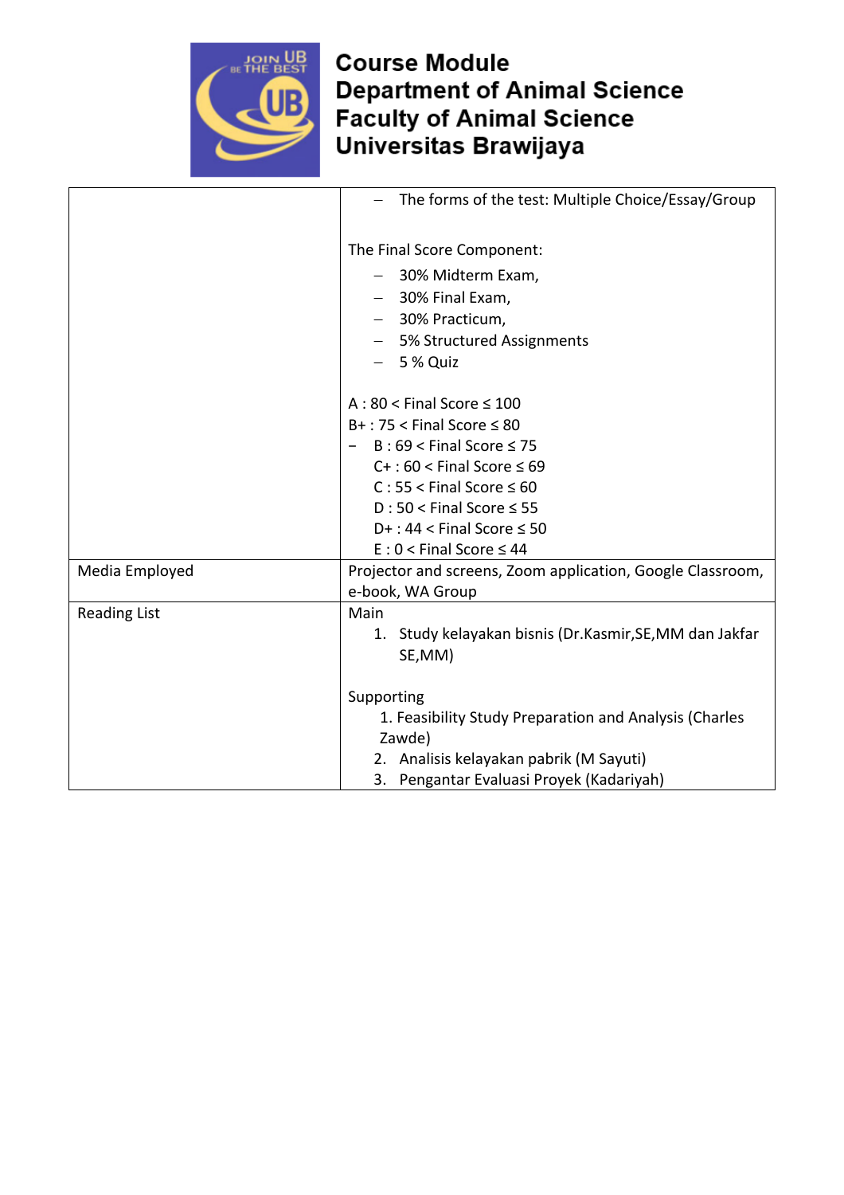# Course Module
# Department of Animal Science
# Faculty of Animal Science
# Universitas Brawijaya

| | |
|---|---|
| | – The forms of the test: Multiple Choice/Essay/Group<br><br>The Final Score Component:<br>– 30% Midterm Exam,<br>– 30% Final Exam,<br>– 30% Practicum,<br>– 5% Structured Assignments<br>– 5 % Quiz<br><br>A : 80 < Final Score ≤ 100<br>B+ : 75 < Final Score ≤ 80<br>- B : 69 < Final Score ≤ 75<br>C+ : 60 < Final Score ≤ 69<br>C : 55 < Final Score ≤ 60<br>D : 50 < Final Score ≤ 55<br>D+ : 44 < Final Score ≤ 50<br>E : 0 < Final Score ≤ 44 |
| Media Employed | Projector and screens, Zoom application, Google Classroom, e-book, WA Group |
| Reading List | Main<br>1. Study kelayakan bisnis (Dr.Kasmir,SE,MM dan Jakfar SE,MM)<br><br>Supporting<br>1. Feasibility Study Preparation and Analysis (Charles Zawde)<br>2. Analisis kelayakan pabrik (M Sayuti)<br>3. Pengantar Evaluasi Proyek (Kadariyah) |